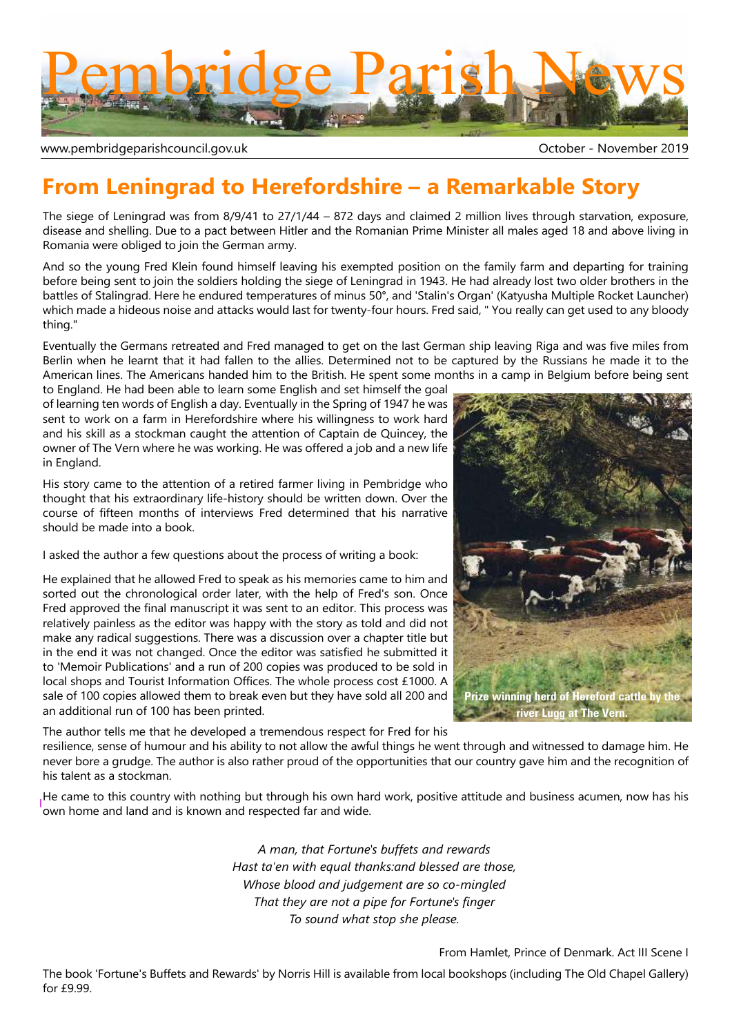# Pembridge Parish News

www.pembridgeparishcouncil.gov.uk

October - November 2019

## From Leningrad to Herefordshire – a Remarkable Story

The siege of Leningrad was from 8/9/41 to 27/1/44 – 872 days and claimed 2 million lives through starvation, exposure, disease and shelling. Due to a pact between Hitler and the Romanian Prime Minister all males aged 18 and above living in Romania were obliged to join the German army.

And so the young Fred Klein found himself leaving his exempted position on the family farm and departing for training before being sent to join the soldiers holding the siege of Leningrad in 1943. He had already lost two older brothers in the battles of Stalingrad. Here he endured temperatures of minus 50°, and 'Stalin's Organ' (Katyusha Multiple Rocket Launcher) which made a hideous noise and attacks would last for twenty-four hours. Fred said, " You really can get used to any bloody thing."

Eventually the Germans retreated and Fred managed to get on the last German ship leaving Riga and was five miles from Berlin when he learnt that it had fallen to the allies. Determined not to be captured by the Russians he made it to the American lines. The Americans handed him to the British. He spent some months in a camp in Belgium before being sent to England. He had been able to learn some English and set himself the goal of learning ten words of English a day. Eventually in the Spring of 1947 he was sent to work on a farm in Herefordshire where his willingness to work hard and his skill as a stockman caught the attention of Captain de Quincey, the owner of The Vern where he was working. He was offered a job and a new life in England.

His story came to the attention of a retired farmer living in Pembridge who thought that his extraordinary life-history should be written down. Over the course of fifteen months of interviews Fred determined that his narrative should be made into a book.

I asked the author a few questions about the process of writing a book:

He explained that he allowed Fred to speak as his memories came to him and sorted out the chronological order later, with the help of Fred's son. Once Fred approved the final manuscript it was sent to an editor. This process was relatively painless as the editor was happy with the story as told and did not make any radical suggestions. There was a discussion over a chapter title but in the end it was not changed. Once the editor was satisfied he submitted it to 'Memoir Publications' and a run of 200 copies was produced to be sold in local shops and Tourist Information Offices. The whole process cost £1000. A sale of 100 copies allowed them to break even but they have sold all 200 and an additional run of 100 has been printed.

**Prize winning herd of Hereford cattle by the river Lugg at The Vern.**

The author tells me that he developed a tremendous respect for Fred for his resilience, sense of humour and his ability to not allow the awful things he went through and witnessed to damage him. He never bore a grudge. The author is also rather proud of the opportunities that our country gave him and the recognition of his talent as a stockman.

He came to this country with nothing but through his own hard work, positive attitude and business acumen, now has his own home and land and is known and respected far and wide.

*A man, that Fortune's buffets and rewards*
*Hast ta'en with equal thanks:and blessed are those,*
*Whose blood and judgement are so co-mingled*
*That they are not a pipe for Fortune's finger*
*To sound what stop she please.*

From Hamlet, Prince of Denmark. Act III Scene I

The book 'Fortune's Buffets and Rewards' by Norris Hill is available from local bookshops (including The Old Chapel Gallery) for £9.99.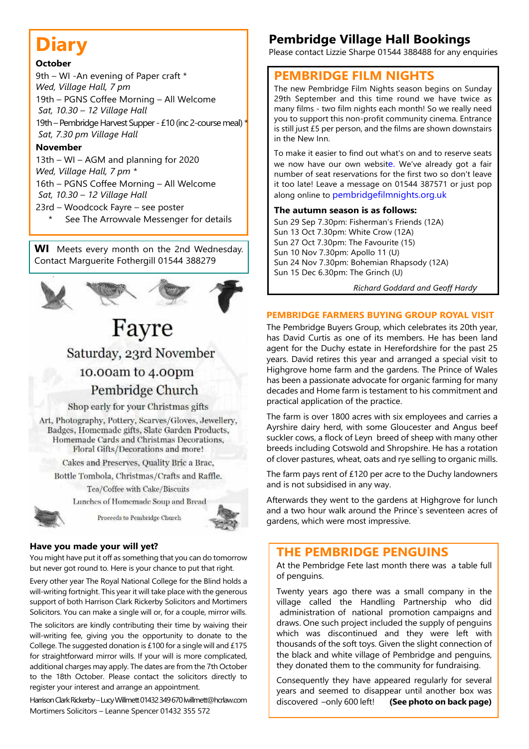# Diary

**October**

9th – WI -An evening of Paper craft *
*Wed, Village Hall, 7 pm*

19th – PGNS Coffee Morning – All Welcome
*Sat, 10.30 – 12 Village Hall*

19th – Pembridge Harvest Supper - £10 (inc 2-course meal) *
*Sat, 7.30 pm Village Hall*

**November**

13th – WI – AGM and planning for 2020
*Wed, Village Hall, 7 pm **

16th – PGNS Coffee Morning – All Welcome
*Sat, 10.30 – 12 Village Hall*

23rd – Woodcock Fayre – see poster

\* See The Arrowvale Messenger for details

**WI** Meets every month on the 2nd Wednesday. Contact Marguerite Fothergill 01544 388279

## Fayre

Saturday, 23rd November

10.00am to 4.00pm

Pembridge Church

Shop early for your Christmas gifts

Art, Photography, Pottery, Scarves/Gloves, Jewellery, Badges, Homemade gifts, Slate Garden Products, Homemade Cards and Christmas Decorations, Floral Gifts/Decorations and more!

Cakes and Preserves, Quality Bric a Brac, Bottle Tombola, Christmas/Crafts and Raffle.

Tea/Coffee with Cake/Biscuits

Lunches of Homemade Soup and Bread

Proceeds to Pembridge Church

### Have you made your will yet?

You might have put it off as something that you can do tomorrow but never got round to. Here is your chance to put that right.

Every other year The Royal National College for the Blind holds a will-writing fortnight. This year it will take place with the generous support of both Harrison Clark Rickerby Solicitors and Mortimers Solicitors. You can make a single will or, for a couple, mirror wills.

The solicitors are kindly contributing their time by waiving their will-writing fee, giving you the opportunity to donate to the College. The suggested donation is £100 for a single will and £175 for straightforward mirror wills. If your will is more complicated, additional charges may apply. The dates are from the 7th October to the 18th October. Please contact the solicitors directly to register your interest and arrange an appointment.

Harrison Clark Rickerby – Lucy Willmett 01432 349 670 lwillmett@hcrlaw.com
Mortimers Solicitors – Leanne Spencer 01432 355 572

## Pembridge Village Hall Bookings

Please contact Lizzie Sharpe 01544 388488 for any enquiries

## PEMBRIDGE FILM NIGHTS

The new Pembridge Film Nights season begins on Sunday 29th September and this time round we have twice as many films - two film nights each month! So we really need you to support this non-profit community cinema. Entrance is still just £5 per person, and the films are shown downstairs in the New Inn.

To make it easier to find out what's on and to reserve seats we now have our own website. We've already got a fair number of seat reservations for the first two so don't leave it too late! Leave a message on 01544 387571 or just pop along online to pembridgefilmnights.org.uk

**The autumn season is as follows:**

Sun 29 Sep 7.30pm: Fisherman's Friends (12A)
Sun 13 Oct 7.30pm: White Crow (12A)
Sun 27 Oct 7.30pm: The Favourite (15)
Sun 10 Nov 7.30pm: Apollo 11 (U)
Sun 24 Nov 7.30pm: Bohemian Rhapsody (12A)
Sun 15 Dec 6.30pm: The Grinch (U)

*Richard Goddard and Geoff Hardy*

### PEMBRIDGE FARMERS BUYING GROUP ROYAL VISIT

The Pembridge Buyers Group, which celebrates its 20th year, has David Curtis as one of its members. He has been land agent for the Duchy estate in Herefordshire for the past 25 years. David retires this year and arranged a special visit to Highgrove home farm and the gardens. The Prince of Wales has been a passionate advocate for organic farming for many decades and Home farm is testament to his commitment and practical application of the practice.

The farm is over 1800 acres with six employees and carries a Ayrshire dairy herd, with some Gloucester and Angus beef suckler cows, a flock of Leyn breed of sheep with many other breeds including Cotswold and Shropshire. He has a rotation of clover pastures, wheat, oats and rye selling to organic mills.

The farm pays rent of £120 per acre to the Duchy landowners and is not subsidised in any way.

Afterwards they went to the gardens at Highgrove for lunch and a two hour walk around the Prince`s seventeen acres of gardens, which were most impressive.

## THE PEMBRIDGE PENGUINS

At the Pembridge Fete last month there was a table full of penguins.

Twenty years ago there was a small company in the village called the Handling Partnership who did administration of national promotion campaigns and draws. One such project included the supply of penguins which was discontinued and they were left with thousands of the soft toys. Given the slight connection of the black and white village of Pembridge and penguins, they donated them to the community for fundraising.

Consequently they have appeared regularly for several years and seemed to disappear until another box was discovered –only 600 left! **(See photo on back page)**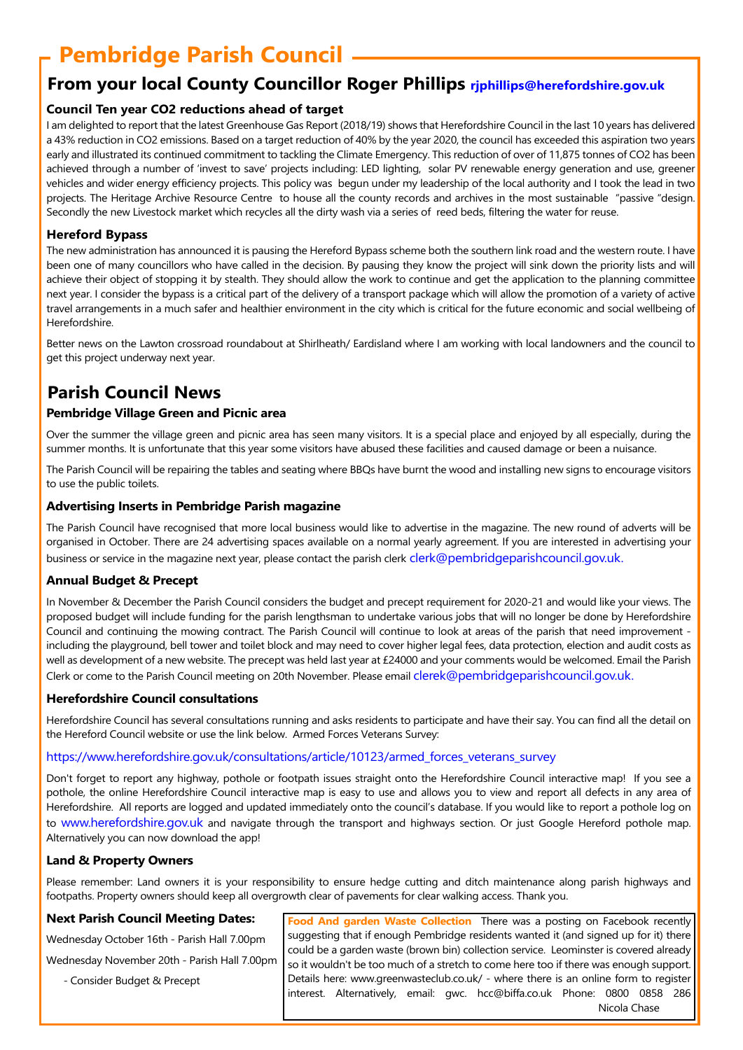# Pembridge Parish Council

## From your local County Councillor Roger Phillips rjphillips@herefordshire.gov.uk

### Council Ten year $CO_2$ reductions ahead of target

I am delighted to report that the latest Greenhouse Gas Report (2018/19) shows that Herefordshire Council in the last 10 years has delivered a 43% reduction in $CO_2$ emissions. Based on a target reduction of 40% by the year 2020, the council has exceeded this aspiration two years early and illustrated its continued commitment to tackling the Climate Emergency. This reduction of over of 11,875 tonnes of $CO_2$ has been achieved through a number of 'invest to save' projects including: LED lighting, solar PV renewable energy generation and use, greener vehicles and wider energy efficiency projects. This policy was begun under my leadership of the local authority and I took the lead in two projects. The Heritage Archive Resource Centre to house all the county records and archives in the most sustainable "passive "design. Secondly the new Livestock market which recycles all the dirty wash via a series of reed beds, filtering the water for reuse.

### Hereford Bypass

The new administration has announced it is pausing the Hereford Bypass scheme both the southern link road and the western route. I have been one of many councillors who have called in the decision. By pausing they know the project will sink down the priority lists and will achieve their object of stopping it by stealth. They should allow the work to continue and get the application to the planning committee next year. I consider the bypass is a critical part of the delivery of a transport package which will allow the promotion of a variety of active travel arrangements in a much safer and healthier environment in the city which is critical for the future economic and social wellbeing of Herefordshire.

Better news on the Lawton crossroad roundabout at Shirlheath/ Eardisland where I am working with local landowners and the council to get this project underway next year.

## Parish Council News

### Pembridge Village Green and Picnic area

Over the summer the village green and picnic area has seen many visitors. It is a special place and enjoyed by all especially, during the summer months. It is unfortunate that this year some visitors have abused these facilities and caused damage or been a nuisance.

The Parish Council will be repairing the tables and seating where BBQs have burnt the wood and installing new signs to encourage visitors to use the public toilets.

### Advertising Inserts in Pembridge Parish magazine

The Parish Council have recognised that more local business would like to advertise in the magazine. The new round of adverts will be organised in October. There are 24 advertising spaces available on a normal yearly agreement. If you are interested in advertising your business or service in the magazine next year, please contact the parish clerk clerk@pembridgeparishcouncil.gov.uk.

### Annual Budget & Precept

In November & December the Parish Council considers the budget and precept requirement for 2020-21 and would like your views. The proposed budget will include funding for the parish lengthsman to undertake various jobs that will no longer be done by Herefordshire Council and continuing the mowing contract. The Parish Council will continue to look at areas of the parish that need improvement - including the playground, bell tower and toilet block and may need to cover higher legal fees, data protection, election and audit costs as well as development of a new website. The precept was held last year at £24000 and your comments would be welcomed. Email the Parish Clerk or come to the Parish Council meeting on 20th November. Please email clerek@pembridgeparishcouncil.gov.uk.

### Herefordshire Council consultations

Herefordshire Council has several consultations running and asks residents to participate and have their say. You can find all the detail on the Hereford Council website or use the link below. Armed Forces Veterans Survey:

https://www.herefordshire.gov.uk/consultations/article/10123/armed_forces_veterans_survey

Don't forget to report any highway, pothole or footpath issues straight onto the Herefordshire Council interactive map! If you see a pothole, the online Herefordshire Council interactive map is easy to use and allows you to view and report all defects in any area of Herefordshire. All reports are logged and updated immediately onto the council's database. If you would like to report a pothole log on to www.herefordshire.gov.uk and navigate through the transport and highways section. Or just Google Hereford pothole map. Alternatively you can now download the app!

### Land & Property Owners

Please remember: Land owners it is your responsibility to ensure hedge cutting and ditch maintenance along parish highways and footpaths. Property owners should keep all overgrowth clear of pavements for clear walking access. Thank you.

### Next Parish Council Meeting Dates:

Wednesday October 16th - Parish Hall 7.00pm

Wednesday November 20th - Parish Hall 7.00pm

- Consider Budget & Precept

**Food And garden Waste Collection** There was a posting on Facebook recently suggesting that if enough Pembridge residents wanted it (and signed up for it) there could be a garden waste (brown bin) collection service. Leominster is covered already so it wouldn't be too much of a stretch to come here too if there was enough support. Details here: www.greenwasteclub.co.uk/ - where there is an online form to register interest. Alternatively, email: gwc. hcc@biffa.co.uk Phone: 0800 0858 286

Nicola Chase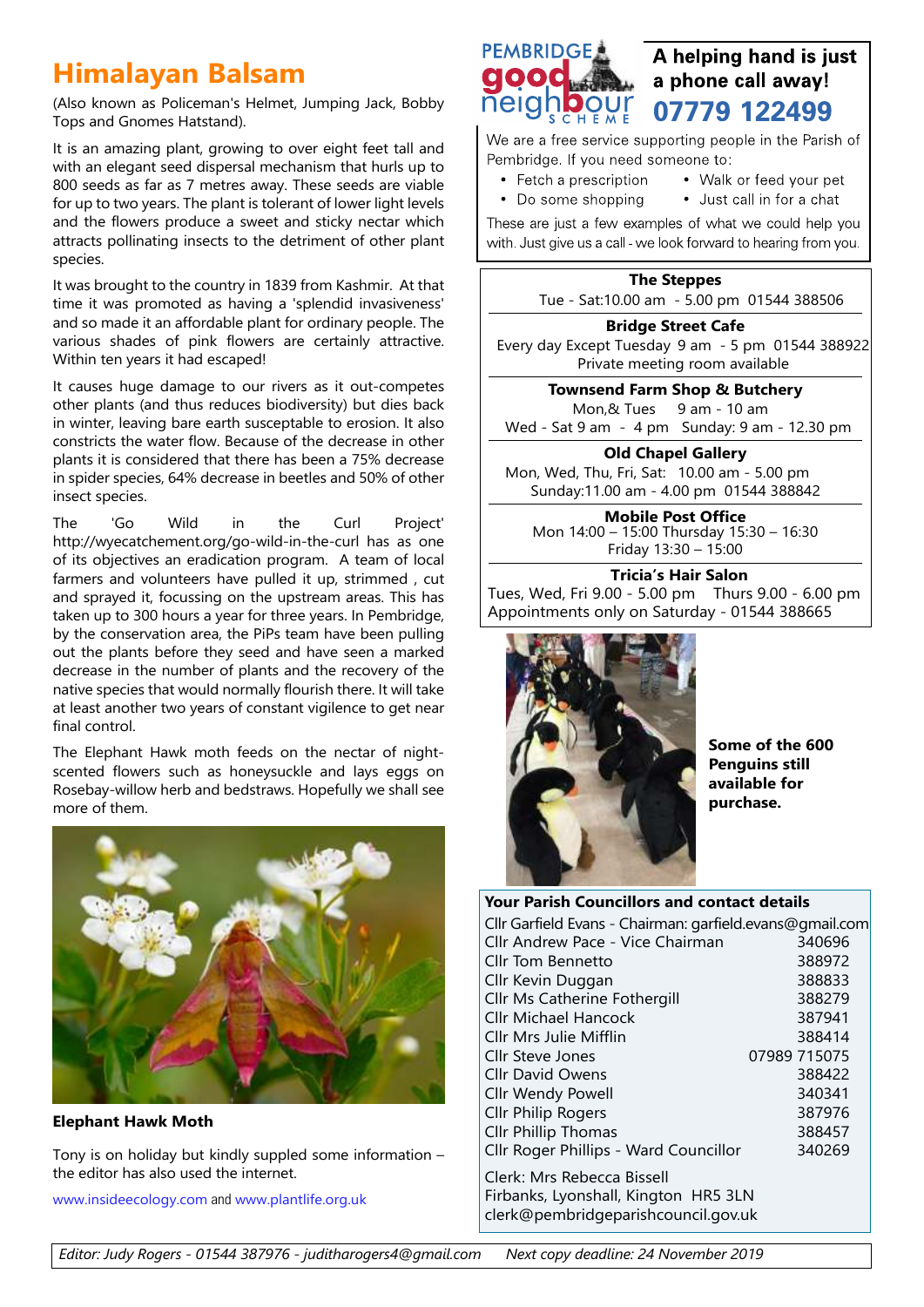# Himalayan Balsam

(Also known as Policeman's Helmet, Jumping Jack, Bobby Tops and Gnomes Hatstand).

It is an amazing plant, growing to over eight feet tall and with an elegant seed dispersal mechanism that hurls up to 800 seeds as far as 7 metres away. These seeds are viable for up to two years. The plant is tolerant of lower light levels and the flowers produce a sweet and sticky nectar which attracts pollinating insects to the detriment of other plant species.

It was brought to the country in 1839 from Kashmir. At that time it was promoted as having a 'splendid invasiveness' and so made it an affordable plant for ordinary people. The various shades of pink flowers are certainly attractive. Within ten years it had escaped!

It causes huge damage to our rivers as it out-competes other plants (and thus reduces biodiversity) but dies back in winter, leaving bare earth susceptible to erosion. It also constricts the water flow. Because of the decrease in other plants it is considered that there has been a 75% decrease in spider species, 64% decrease in beetles and 50% of other insect species.

The 'Go Wild in the Curl Project' http://wyecatchement.org/go-wild-in-the-curl has as one of its objectives an eradication program. A team of local farmers and volunteers have pulled it up, strimmed , cut and sprayed it, focussing on the upstream areas. This has taken up to 300 hours a year for three years. In Pembridge, by the conservation area, the PiPs team have been pulling out the plants before they seed and have seen a marked decrease in the number of plants and the recovery of the native species that would normally flourish there. It will take at least another two years of constant vigilence to get near final control.

The Elephant Hawk moth feeds on the nectar of night-scented flowers such as honeysuckle and lays eggs on Rosebay-willow herb and bedstraws. Hopefully we shall see more of them.

**Elephant Hawk Moth**

Tony is on holiday but kindly suppled some information – the editor has also used the internet.

www.insideecology.com and www.plantlife.org.uk

PEMBRIDGE good neighbour SCHEME

**A helping hand is just a phone call away!**
**07779 122499**

We are a free service supporting people in the Parish of Pembridge. If you need someone to:

- Fetch a prescription
- Do some shopping
- Walk or feed your pet
- Just call in for a chat

These are just a few examples of what we could help you with. Just give us a call - we look forward to hearing from you.

**The Steppes**
Tue - Sat:10.00 am - 5.00 pm 01544 388506

**Bridge Street Cafe**
Every day Except Tuesday 9 am - 5 pm 01544 388922
Private meeting room available

**Townsend Farm Shop & Butchery**
Mon,& Tues 9 am - 10 am
Wed - Sat 9 am - 4 pm Sunday: 9 am - 12.30 pm

**Old Chapel Gallery**
Mon, Wed, Thu, Fri, Sat: 10.00 am - 5.00 pm
Sunday:11.00 am - 4.00 pm 01544 388842

**Mobile Post Office**
Mon 14:00 – 15:00 Thursday 15:30 – 16:30
Friday 13:30 – 15:00

**Tricia's Hair Salon**
Tues, Wed, Fri 9.00 - 5.00 pm Thurs 9.00 - 6.00 pm
Appointments only on Saturday - 01544 388665

**Some of the 600 Penguins still available for purchase.**

**Your Parish Councillors and contact details**

| | |
|---|---|
| Cllr Garfield Evans - Chairman: garfield.evans@gmail.com | |
| Cllr Andrew Pace - Vice Chairman | 340696 |
| Cllr Tom Bennetto | 388972 |
| Cllr Kevin Duggan | 388833 |
| Cllr Ms Catherine Fothergill | 388279 |
| Cllr Michael Hancock | 387941 |
| Cllr Mrs Julie Mifflin | 388414 |
| Cllr Steve Jones | 07989 715075 |
| Cllr David Owens | 388422 |
| Cllr Wendy Powell | 340341 |
| Cllr Philip Rogers | 387976 |
| Cllr Phillip Thomas | 388457 |
| Cllr Roger Phillips - Ward Councillor | 340269 |

Clerk: Mrs Rebecca Bissell
Firbanks, Lyonshall, Kington HR5 3LN
clerk@pembridgeparishcouncil.gov.uk

*Editor: Judy Rogers - 01544 387976 - juditharogers4@gmail.com Next copy deadline: 24 November 2019*